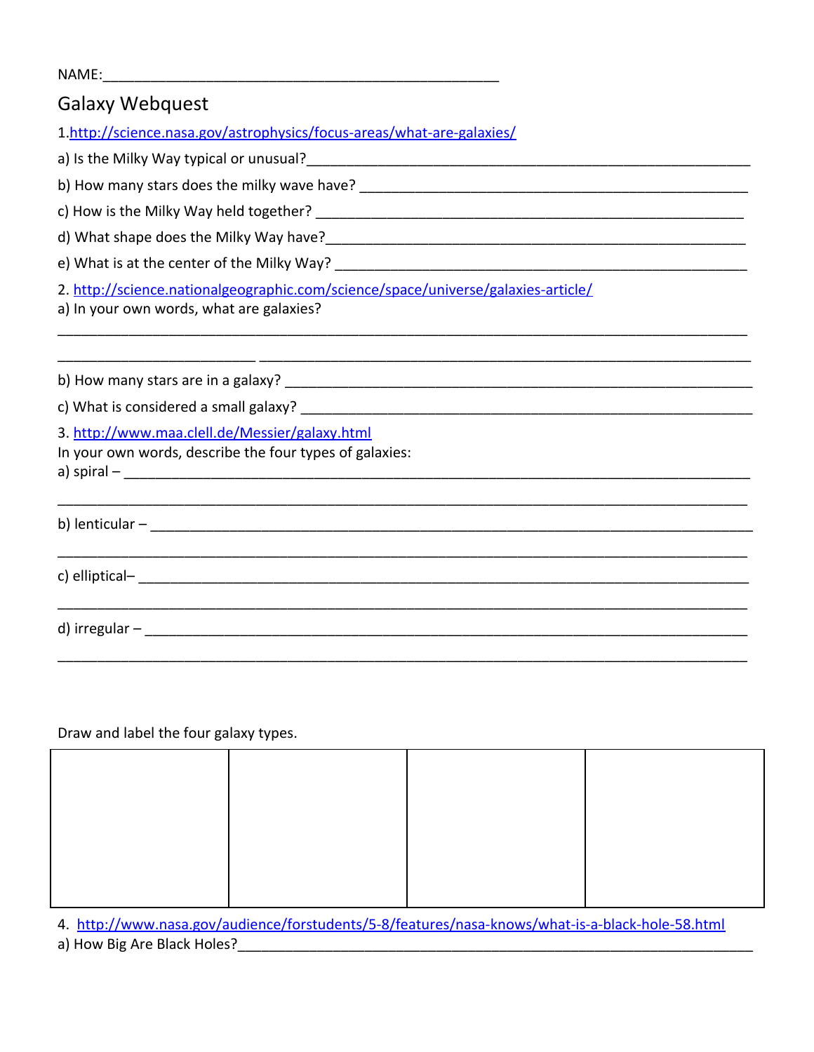NAME:___________________________________________________

# Galaxy Webquest

1. http://science.nasa.gov/astrophysics/focus-areas/what-are-galaxies/

a) Is the Milky Way typical or unusual?_______________________________________________________

b) How many stars does the milky wave have? ______________________________________________

c) How is the Milky Way held together? _________________________________________________

d) What shape does the Milky Way have?_________________________________________________

e) What is at the center of the Milky Way? _______________________________________________

2. http://science.nationalgeographic.com/science/space/universe/galaxies-article/

a) In your own words, what are galaxies?

_____________________________________________________________________________________

_________________________ ___________________________________________________________

b) How many stars are in a galaxy? ______________________________________________________

c) What is considered a small galaxy? ____________________________________________________

3. http://www.maa.clell.de/Messier/galaxy.html

In your own words, describe the four types of galaxies:

a) spiral – __________________________________________________________________________

_____________________________________________________________________________________

b) lenticular – _______________________________________________________________________

_____________________________________________________________________________________

c) elliptical– ________________________________________________________________________

_____________________________________________________________________________________

d) irregular – _______________________________________________________________________

_____________________________________________________________________________________

Draw and label the four galaxy types.

| | | | |
|---|---|---|---|
| | | | |

4. http://www.nasa.gov/audience/forstudents/5-8/features/nasa-knows/what-is-a-black-hole-58.html

a) How Big Are Black Holes?_____________________________________________________________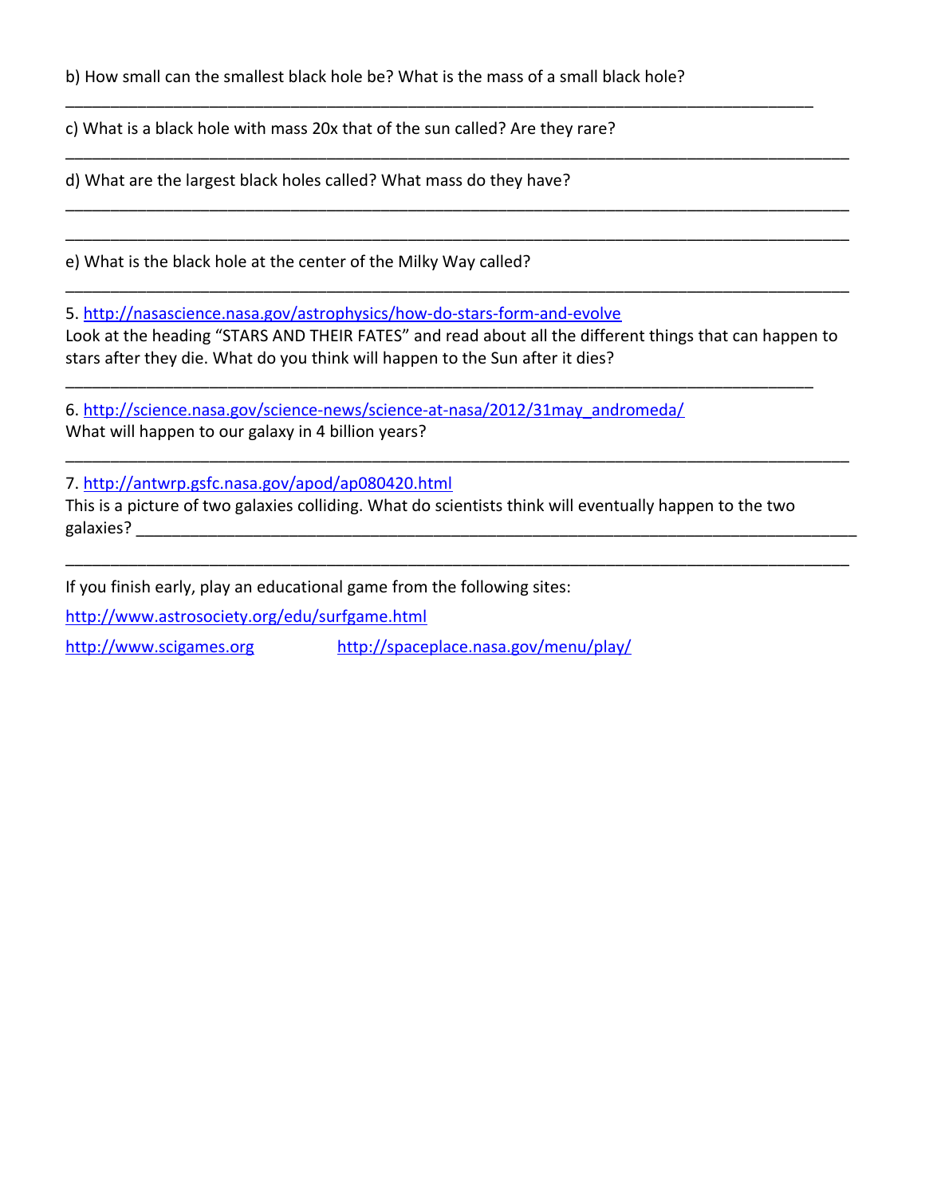b) How small can the smallest black hole be? What is the mass of a small black hole?

___________________________________________________________________________________

c) What is a black hole with mass 20x that of the sun called? Are they rare?

___________________________________________________________________________________

d) What are the largest black holes called? What mass do they have?

___________________________________________________________________________________

___________________________________________________________________________________

e) What is the black hole at the center of the Milky Way called?

___________________________________________________________________________________

5. http://nasascience.nasa.gov/astrophysics/how-do-stars-form-and-evolve
Look at the heading "STARS AND THEIR FATES" and read about all the different things that can happen to stars after they die. What do you think will happen to the Sun after it dies?

___________________________________________________________________________________

6. http://science.nasa.gov/science-news/science-at-nasa/2012/31may_andromeda/
What will happen to our galaxy in 4 billion years?

___________________________________________________________________________________

7. http://antwrp.gsfc.nasa.gov/apod/ap080420.html
This is a picture of two galaxies colliding. What do scientists think will eventually happen to the two galaxies? ___________________________________________________________________________

___________________________________________________________________________________

If you finish early, play an educational game from the following sites:

http://www.astrosociety.org/edu/surfgame.html

http://www.scigames.org

http://spaceplace.nasa.gov/menu/play/